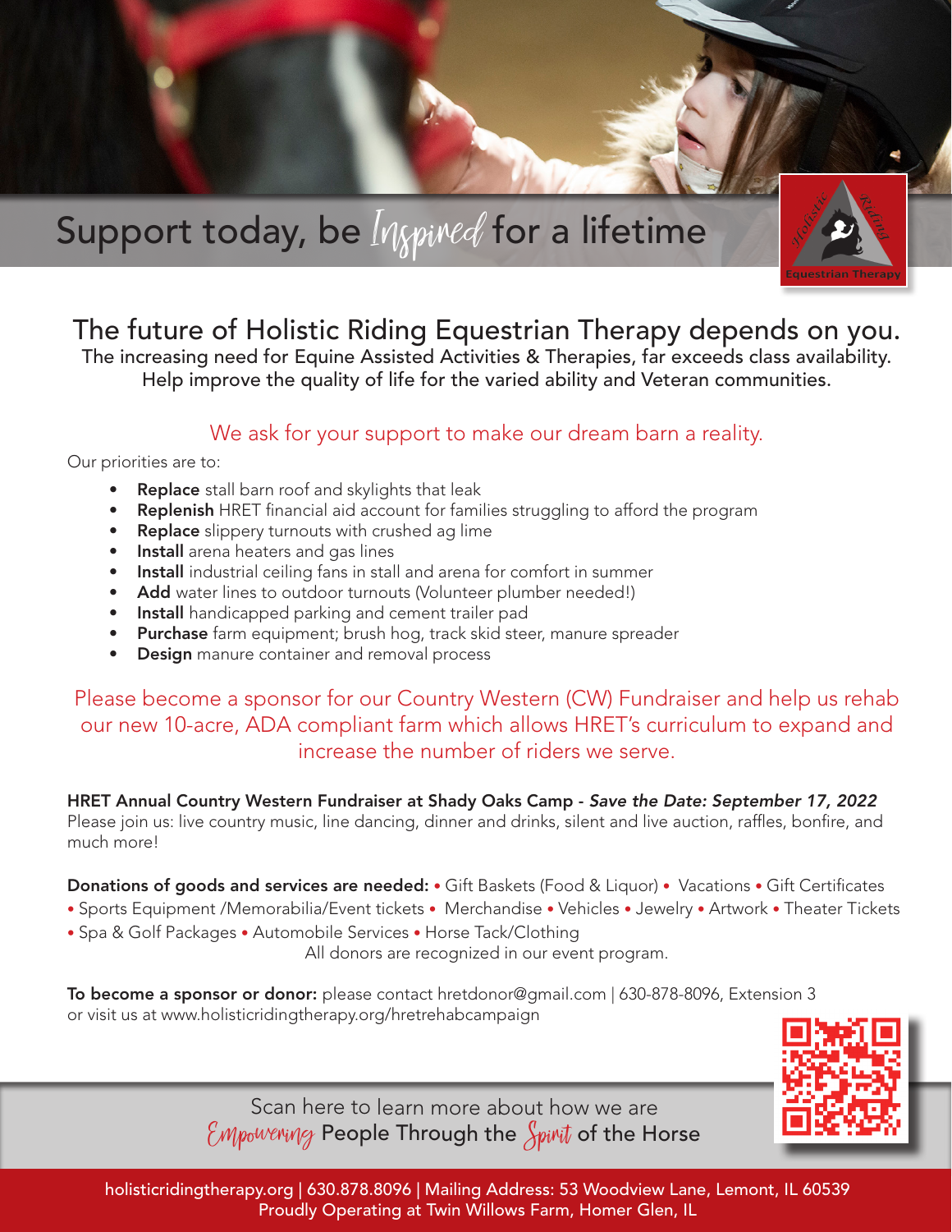# Support today, be Inspired for a lifetime

## The future of Holistic Riding Equestrian Therapy depends on you.

The increasing need for Equine Assisted Activities & Therapies, far exceeds class availability.
Help improve the quality of life for the varied ability and Veteran communities.

### We ask for your support to make our dream barn a reality.

Our priorities are to:

- **Replace** stall barn roof and skylights that leak
- **Replenish** HRET financial aid account for families struggling to afford the program
- **Replace** slippery turnouts with crushed ag lime
- **Install** arena heaters and gas lines
- **Install** industrial ceiling fans in stall and arena for comfort in summer
- **Add** water lines to outdoor turnouts (Volunteer plumber needed!)
- **Install** handicapped parking and cement trailer pad
- **Purchase** farm equipment; brush hog, track skid steer, manure spreader
- **Design** manure container and removal process

Please become a sponsor for our Country Western (CW) Fundraiser and help us rehab our new 10-acre, ADA compliant farm which allows HRET's curriculum to expand and increase the number of riders we serve.

**HRET Annual Country Western Fundraiser at Shady Oaks Camp -** ***Save the Date: September 17, 2022***
Please join us: live country music, line dancing, dinner and drinks, silent and live auction, raffles, bonfire, and much more!

**Donations of goods and services are needed:** • Gift Baskets (Food & Liquor) • Vacations • Gift Certificates • Sports Equipment /Memorabilia/Event tickets • Merchandise • Vehicles • Jewelry • Artwork • Theater Tickets • Spa & Golf Packages • Automobile Services • Horse Tack/Clothing

All donors are recognized in our event program.

**To become a sponsor or donor:** please contact hretdonor@gmail.com | 630-878-8096, Extension 3 or visit us at www.holisticridingtherapy.org/hretrehabcampaign

Scan here to learn more about how we are
Empowering People Through the Spirit of the Horse

holisticridingtherapy.org | 630.878.8096 | Mailing Address: 53 Woodview Lane, Lemont, IL 60539
Proudly Operating at Twin Willows Farm, Homer Glen, IL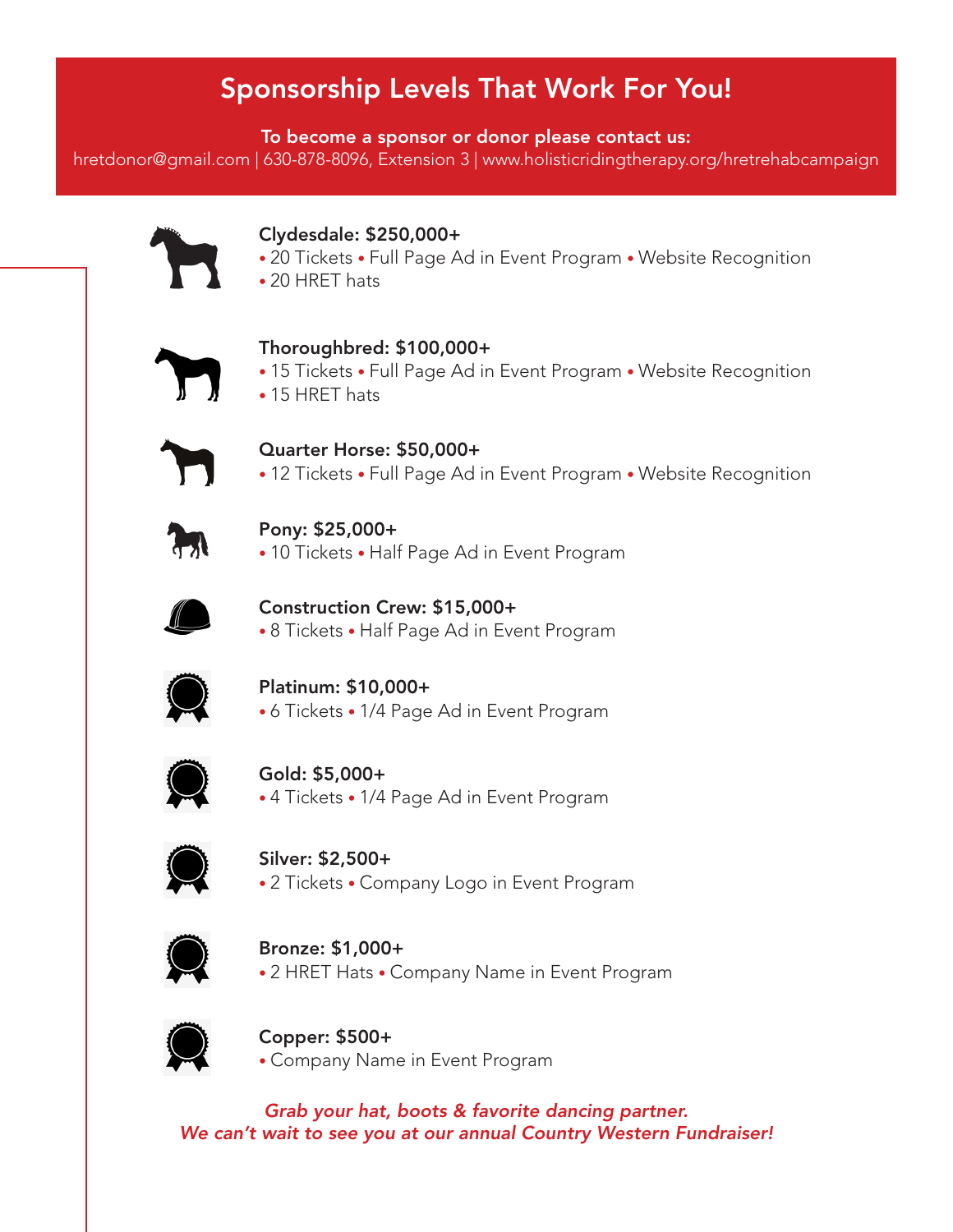## Sponsorship Levels That Work For You!

**To become a sponsor or donor please contact us:**

hretdonor@gmail.com | 630-878-8096, Extension 3 | www.holisticridingtherapy.org/hretrehabcampaign

**Clydesdale: $250,000+**

- 20 Tickets • Full Page Ad in Event Program • Website Recognition
- 20 HRET hats

**Thoroughbred: $100,000+**

- 15 Tickets • Full Page Ad in Event Program • Website Recognition
- 15 HRET hats

**Quarter Horse: $50,000+**

- 12 Tickets • Full Page Ad in Event Program • Website Recognition

**Pony: $25,000+**

- 10 Tickets • Half Page Ad in Event Program

**Construction Crew: $15,000+**

- 8 Tickets • Half Page Ad in Event Program

**Platinum: $10,000+**

- 6 Tickets • 1/4 Page Ad in Event Program

**Gold: $5,000+**

- 4 Tickets • 1/4 Page Ad in Event Program

**Silver: $2,500+**

- 2 Tickets • Company Logo in Event Program

**Bronze: $1,000+**

- 2 HRET Hats • Company Name in Event Program

**Copper: $500+**

- Company Name in Event Program

***Grab your hat, boots & favorite dancing partner.***
***We can't wait to see you at our annual Country Western Fundraiser!***